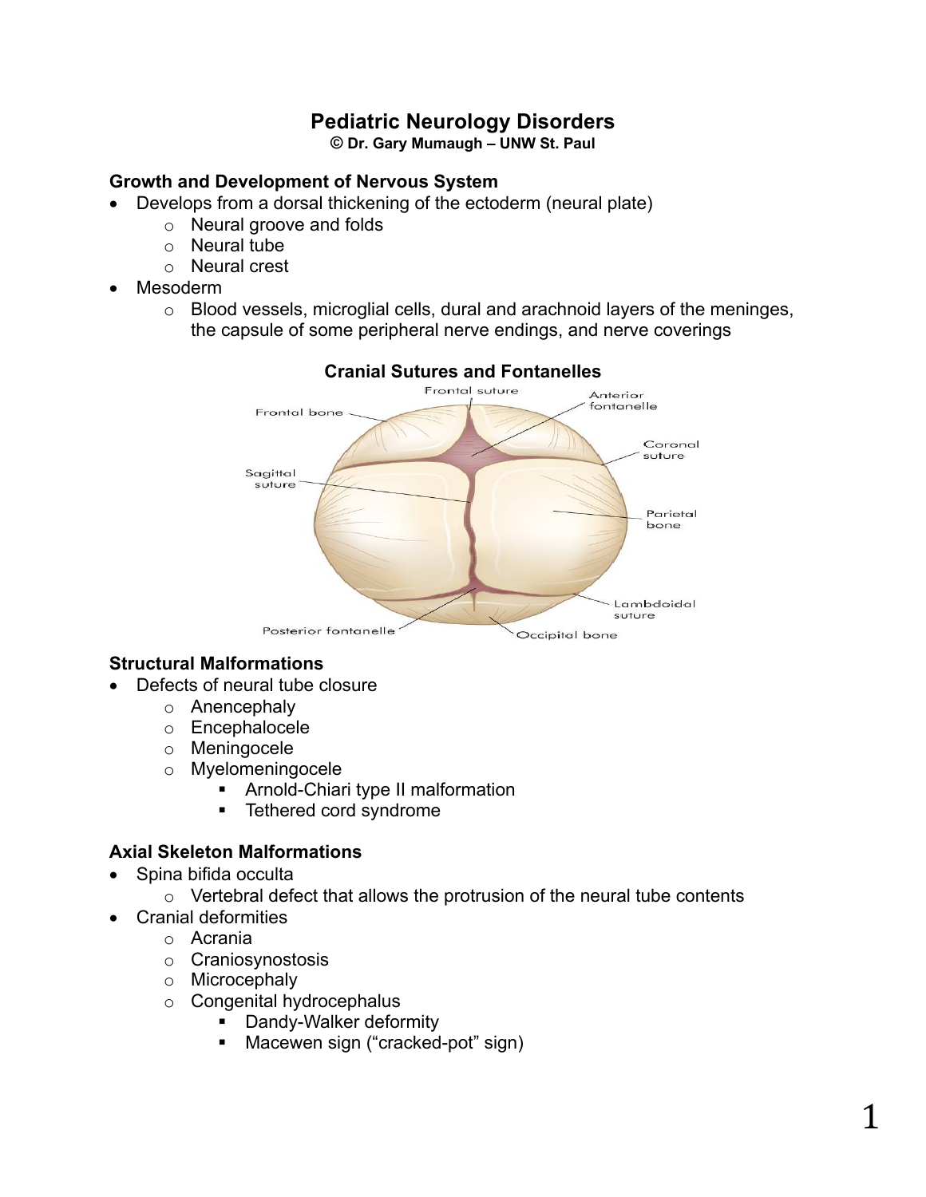# Pediatric Neurology Disorders

**© Dr. Gary Mumaugh – UNW St. Paul**

### Growth and Development of Nervous System

- Develops from a dorsal thickening of the ectoderm (neural plate)
  - Neural groove and folds
  - Neural tube
  - Neural crest
- Mesoderm
  - Blood vessels, microglial cells, dural and arachnoid layers of the meninges, the capsule of some peripheral nerve endings, and nerve coverings

### Cranial Sutures and Fontanelles

### Structural Malformations

- Defects of neural tube closure
  - Anencephaly
  - Encephalocele
  - Meningocele
  - Myelomeningocele
    - Arnold-Chiari type II malformation
    - Tethered cord syndrome

### Axial Skeleton Malformations

- Spina bifida occulta
  - Vertebral defect that allows the protrusion of the neural tube contents
- Cranial deformities
  - Acrania
  - Craniosynostosis
  - Microcephaly
  - Congenital hydrocephalus
    - Dandy-Walker deformity
    - Macewen sign ("cracked-pot" sign)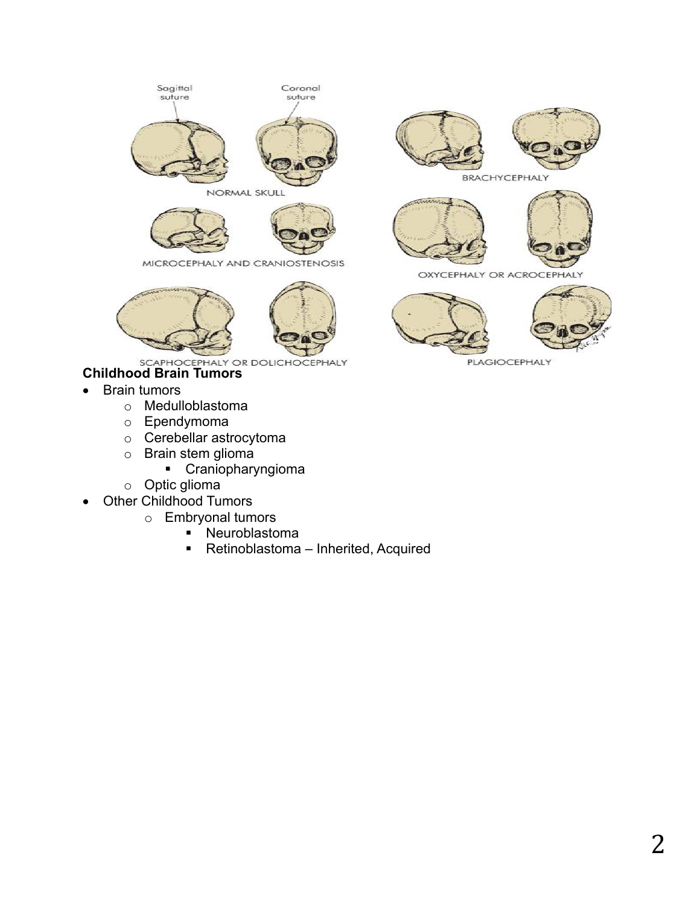**Childhood Brain Tumors**

- Brain tumors
  - Medulloblastoma
  - Ependymoma
  - Cerebellar astrocytoma
  - Brain stem glioma
    - Craniopharyngioma
  - Optic glioma
- Other Childhood Tumors
  - Embryonal tumors
    - Neuroblastoma
    - Retinoblastoma – Inherited, Acquired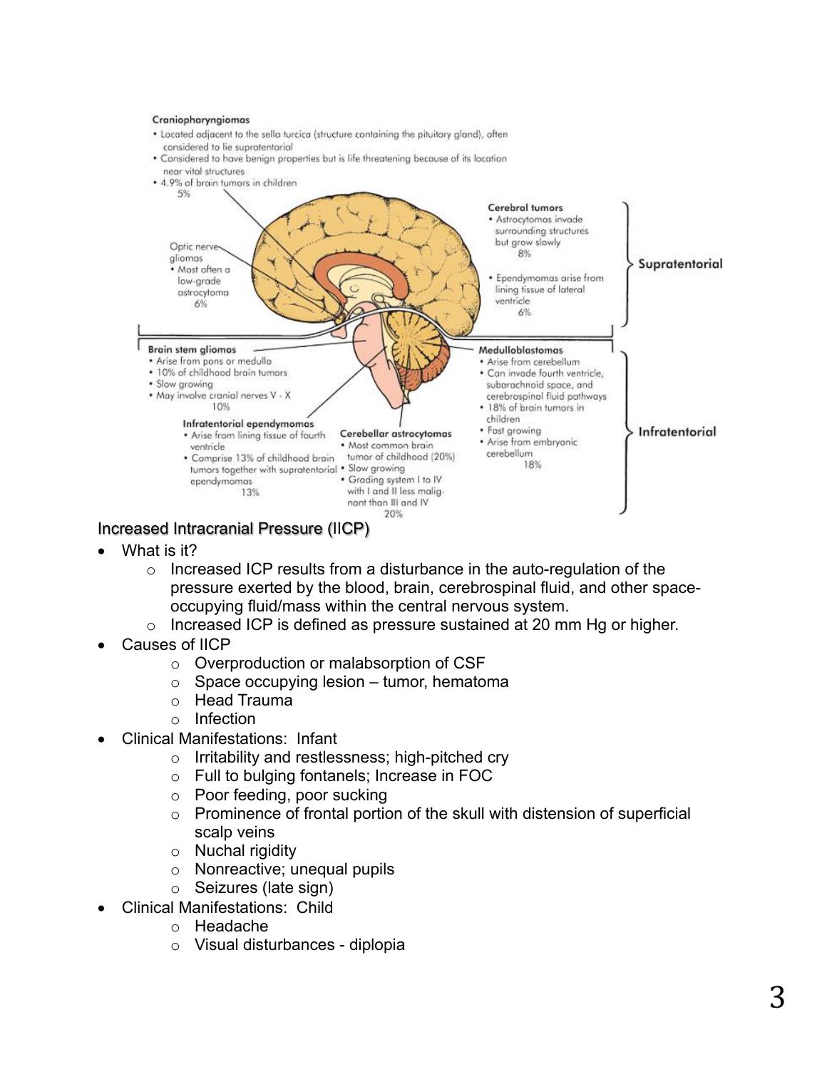**Craniopharyngiomas**
- Located adjacent to the sella turcica (structure containing the pituitary gland), often considered to lie supratentorial
- Considered to have benign properties but is life threatening because of its location near vital structures
- 4.9% of brain tumors in children

5%

**Optic nerve gliomas**
- Most often a low-grade astrocytoma

6%

**Cerebral tumors**
- Astrocytomas invade surrounding structures but grow slowly

8%

- Ependymomas arise from lining tissue of lateral ventricle

6%

**Supratentorial**

**Brain stem gliomas**
- Arise from pons or medulla
- 10% of childhood brain tumors
- Slow growing
- May involve cranial nerves V - X

10%

**Infratentorial ependymomas**
- Arise from lining tissue of fourth ventricle
- Comprise 13% of childhood brain tumors together with supratentorial ependymomas

13%

**Cerebellar astrocytomas**
- Most common brain tumor of childhood (20%)
- Slow growing
- Grading system I to IV with I and II less malignant than III and IV

20%

**Medulloblastomas**
- Arise from cerebellum
- Can invade fourth ventricle, subarachnoid space, and cerebrospinal fluid pathways
- 18% of brain tumors in children
- Fast growing
- Arise from embryonic cerebellum

18%

**Infratentorial**

## Increased Intracranial Pressure (IICP)

- What is it?
  - Increased ICP results from a disturbance in the auto-regulation of the pressure exerted by the blood, brain, cerebrospinal fluid, and other space-occupying fluid/mass within the central nervous system.
  - Increased ICP is defined as pressure sustained at 20 mm Hg or higher.
- Causes of IICP
  - Overproduction or malabsorption of CSF
  - Space occupying lesion – tumor, hematoma
  - Head Trauma
  - Infection
- Clinical Manifestations: Infant
  - Irritability and restlessness; high-pitched cry
  - Full to bulging fontanels; Increase in FOC
  - Poor feeding, poor sucking
  - Prominence of frontal portion of the skull with distension of superficial scalp veins
  - Nuchal rigidity
  - Nonreactive; unequal pupils
  - Seizures (late sign)
- Clinical Manifestations: Child
  - Headache
  - Visual disturbances - diplopia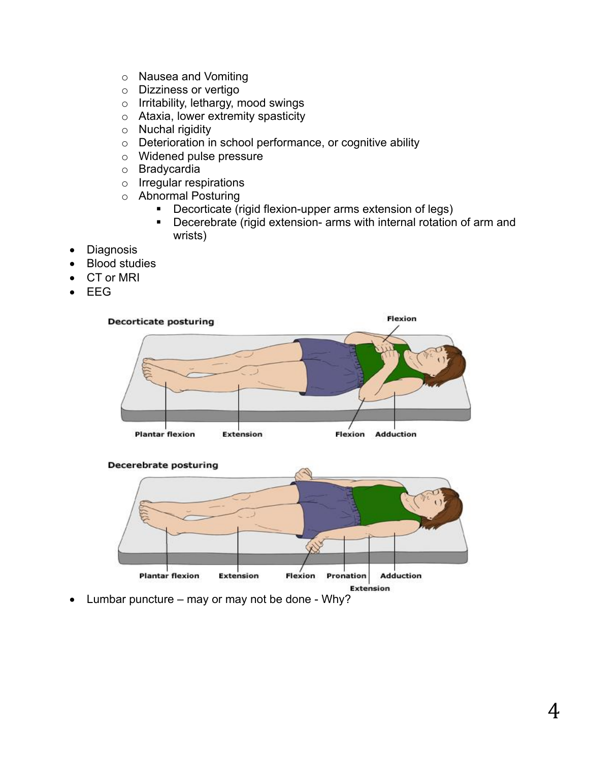- Nausea and Vomiting
  - Dizziness or vertigo
  - Irritability, lethargy, mood swings
  - Ataxia, lower extremity spasticity
  - Nuchal rigidity
  - Deterioration in school performance, or cognitive ability
  - Widened pulse pressure
  - Bradycardia
  - Irregular respirations
  - Abnormal Posturing
    - Decorticate (rigid flexion-upper arms extension of legs)
    - Decerebrate (rigid extension- arms with internal rotation of arm and wrists)
- Diagnosis
- Blood studies
- CT or MRI
- EEG
- Lumbar puncture – may or may not be done - Why?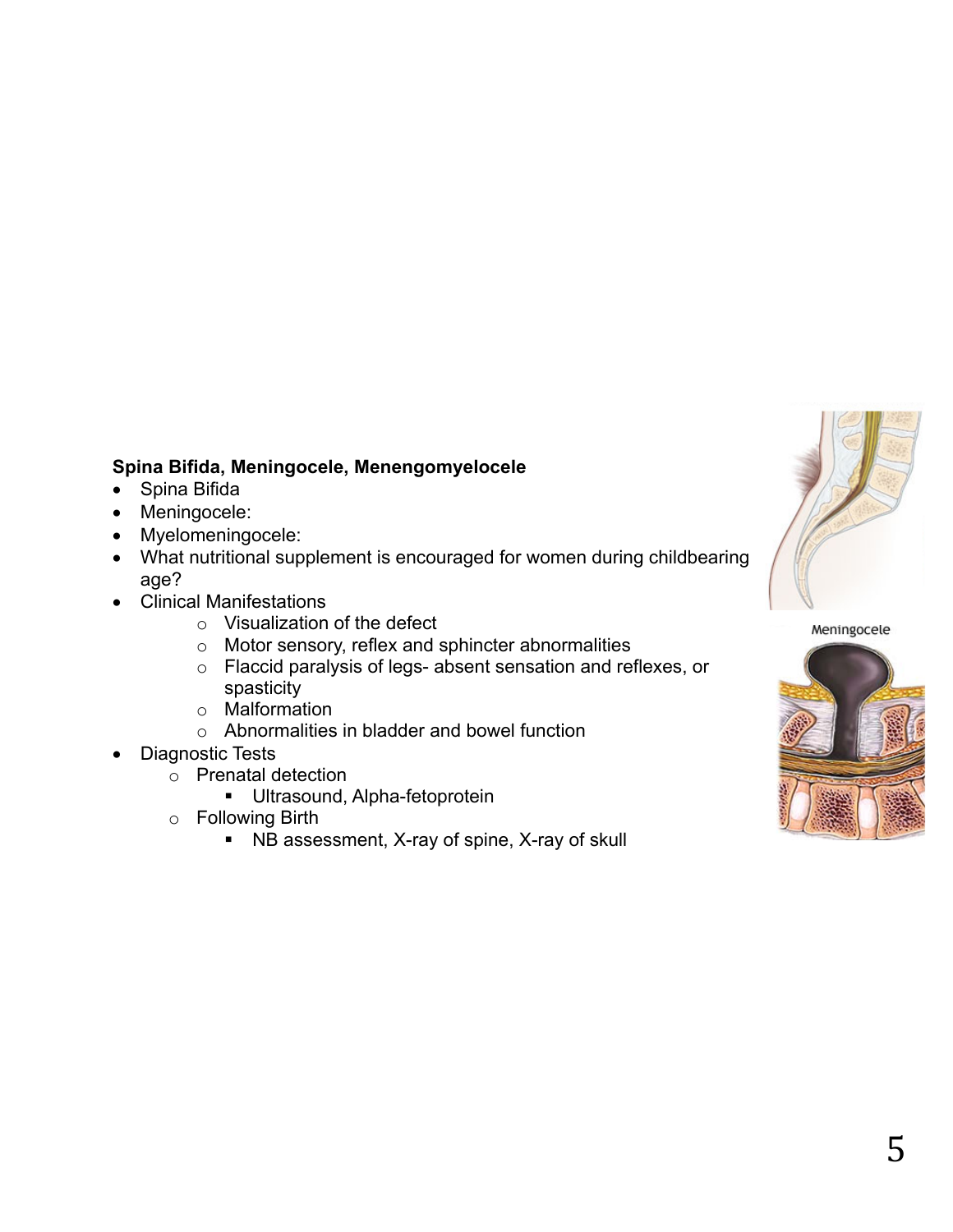**Spina Bifida, Meningocele, Menengomyelocele**

- Spina Bifida
- Meningocele:
- Myelomeningocele:
- What nutritional supplement is encouraged for women during childbearing age?
- Clinical Manifestations
    - Visualization of the defect
    - Motor sensory, reflex and sphincter abnormalities
    - Flaccid paralysis of legs- absent sensation and reflexes, or spasticity
    - Malformation
    - Abnormalities in bladder and bowel function
- Diagnostic Tests
    - Prenatal detection
        - Ultrasound, Alpha-fetoprotein
    - Following Birth
        - NB assessment, X-ray of spine, X-ray of skull

Meningocele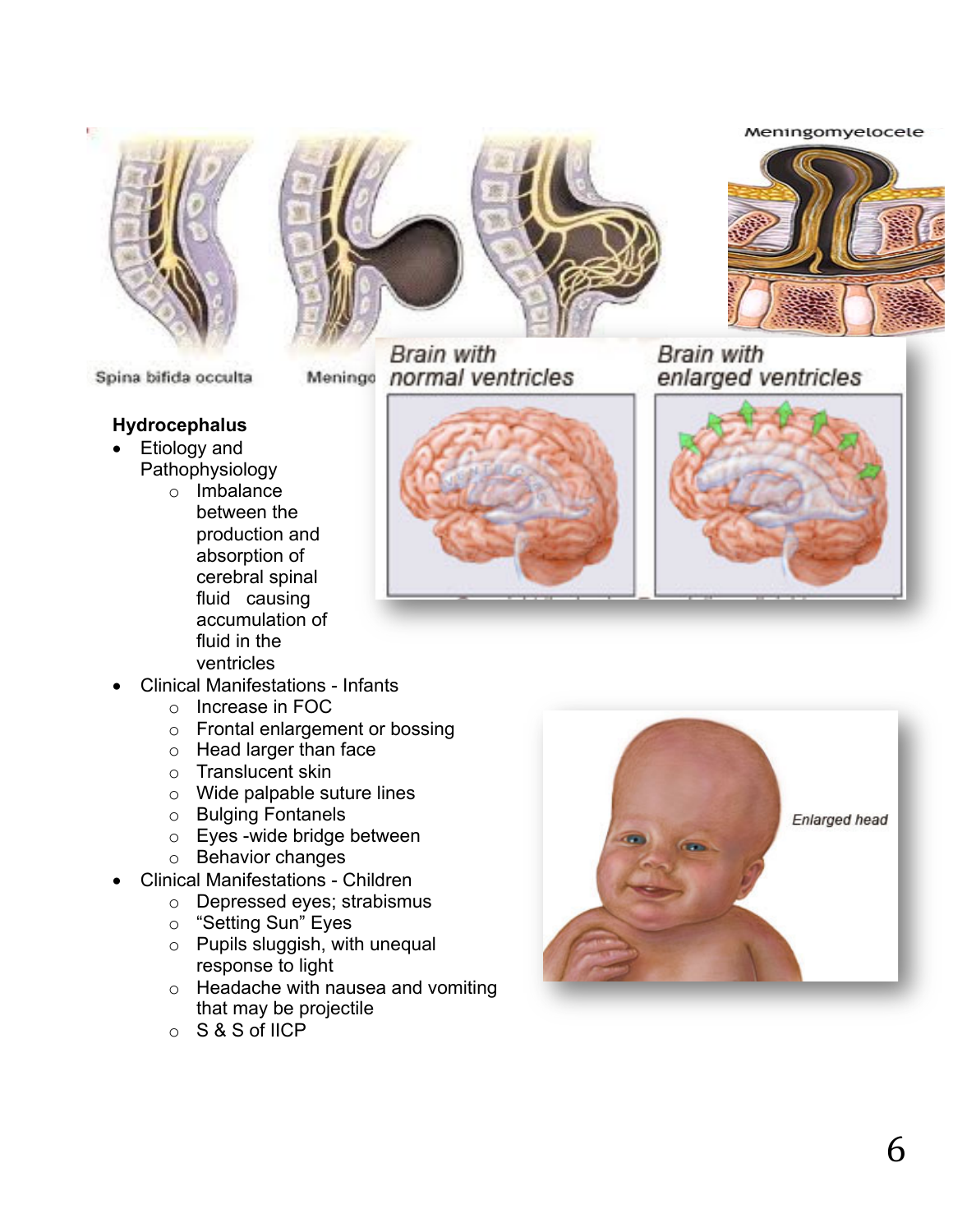**Hydrocephalus**

- Etiology and Pathophysiology
  - Imbalance between the production and absorption of cerebral spinal fluid causing accumulation of fluid in the ventricles
- Clinical Manifestations - Infants
  - Increase in FOC
  - Frontal enlargement or bossing
  - Head larger than face
  - Translucent skin
  - Wide palpable suture lines
  - Bulging Fontanels
  - Eyes -wide bridge between
  - Behavior changes
- Clinical Manifestations - Children
  - Depressed eyes; strabismus
  - "Setting Sun" Eyes
  - Pupils sluggish, with unequal response to light
  - Headache with nausea and vomiting that may be projectile
  - S & S of IICP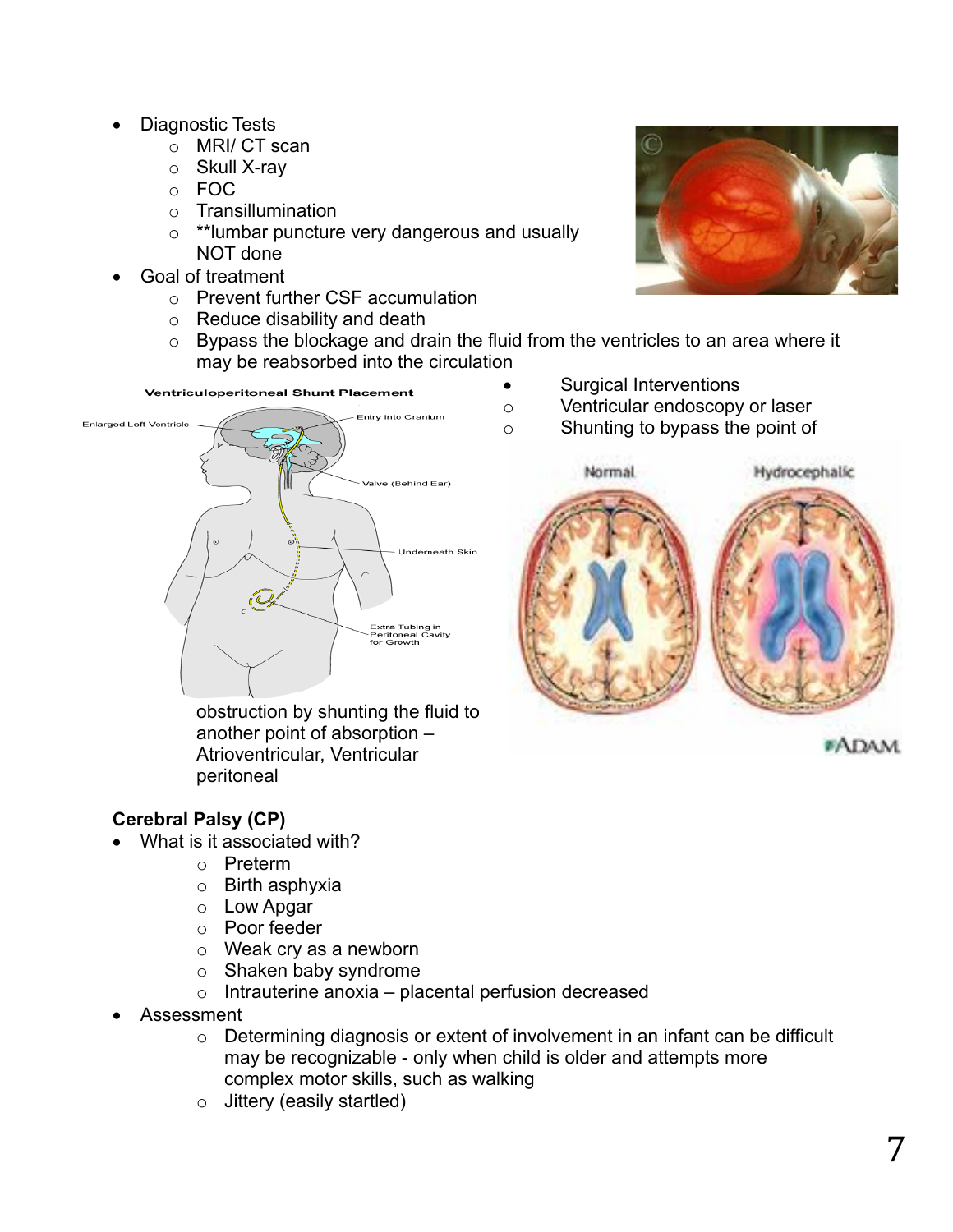- Diagnostic Tests
  - MRI/ CT scan
  - Skull X-ray
  - FOC
  - Transillumination
  - **lumbar puncture very dangerous and usually NOT done
- Goal of treatment
  - Prevent further CSF accumulation
  - Reduce disability and death
  - Bypass the blockage and drain the fluid from the ventricles to an area where it may be reabsorbed into the circulation
- Surgical Interventions
  - Ventricular endoscopy or laser
  - Shunting to bypass the point of obstruction by shunting the fluid to another point of absorption – Atrioventricular, Ventricular peritoneal

**Cerebral Palsy (CP)**

- What is it associated with?
  - Preterm
  - Birth asphyxia
  - Low Apgar
  - Poor feeder
  - Weak cry as a newborn
  - Shaken baby syndrome
  - Intrauterine anoxia – placental perfusion decreased
- Assessment
  - Determining diagnosis or extent of involvement in an infant can be difficult may be recognizable - only when child is older and attempts more complex motor skills, such as walking
  - Jittery (easily startled)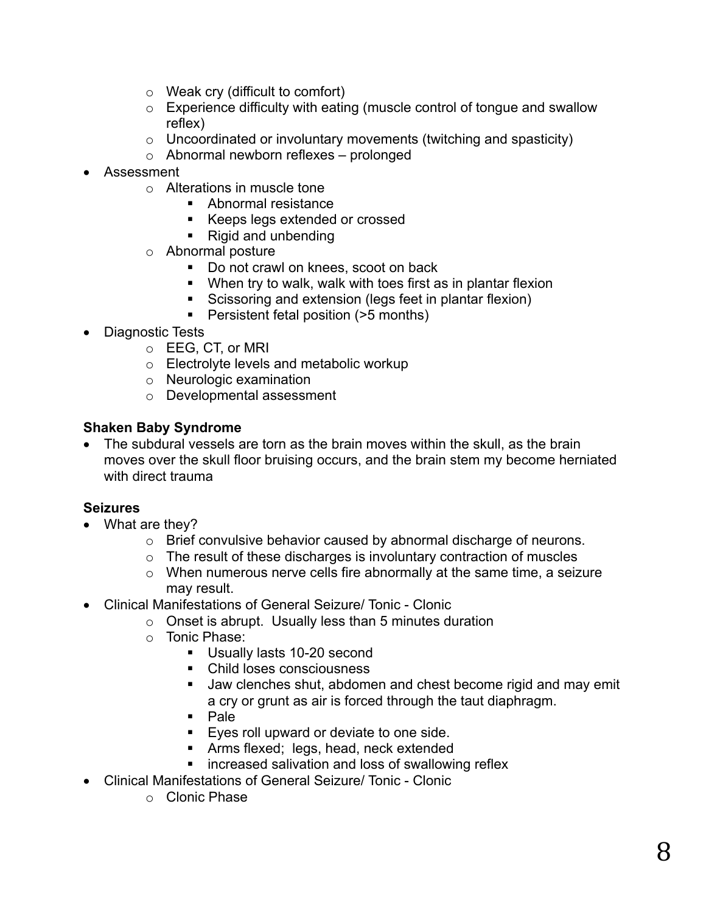- Weak cry (difficult to comfort)
    - Experience difficulty with eating (muscle control of tongue and swallow reflex)
    - Uncoordinated or involuntary movements (twitching and spasticity)
    - Abnormal newborn reflexes – prolonged
- Assessment
    - Alterations in muscle tone
        - Abnormal resistance
        - Keeps legs extended or crossed
        - Rigid and unbending
    - Abnormal posture
        - Do not crawl on knees, scoot on back
        - When try to walk, walk with toes first as in plantar flexion
        - Scissoring and extension (legs feet in plantar flexion)
        - Persistent fetal position (>5 months)
- Diagnostic Tests
    - EEG, CT, or MRI
    - Electrolyte levels and metabolic workup
    - Neurologic examination
    - Developmental assessment

**Shaken Baby Syndrome**

- The subdural vessels are torn as the brain moves within the skull, as the brain moves over the skull floor bruising occurs, and the brain stem my become herniated with direct trauma

**Seizures**

- What are they?
    - Brief convulsive behavior caused by abnormal discharge of neurons.
    - The result of these discharges is involuntary contraction of muscles
    - When numerous nerve cells fire abnormally at the same time, a seizure may result.
- Clinical Manifestations of General Seizure/ Tonic - Clonic
    - Onset is abrupt. Usually less than 5 minutes duration
    - Tonic Phase:
        - Usually lasts 10-20 second
        - Child loses consciousness
        - Jaw clenches shut, abdomen and chest become rigid and may emit a cry or grunt as air is forced through the taut diaphragm.
        - Pale
        - Eyes roll upward or deviate to one side.
        - Arms flexed; legs, head, neck extended
        - increased salivation and loss of swallowing reflex
- Clinical Manifestations of General Seizure/ Tonic - Clonic
    - Clonic Phase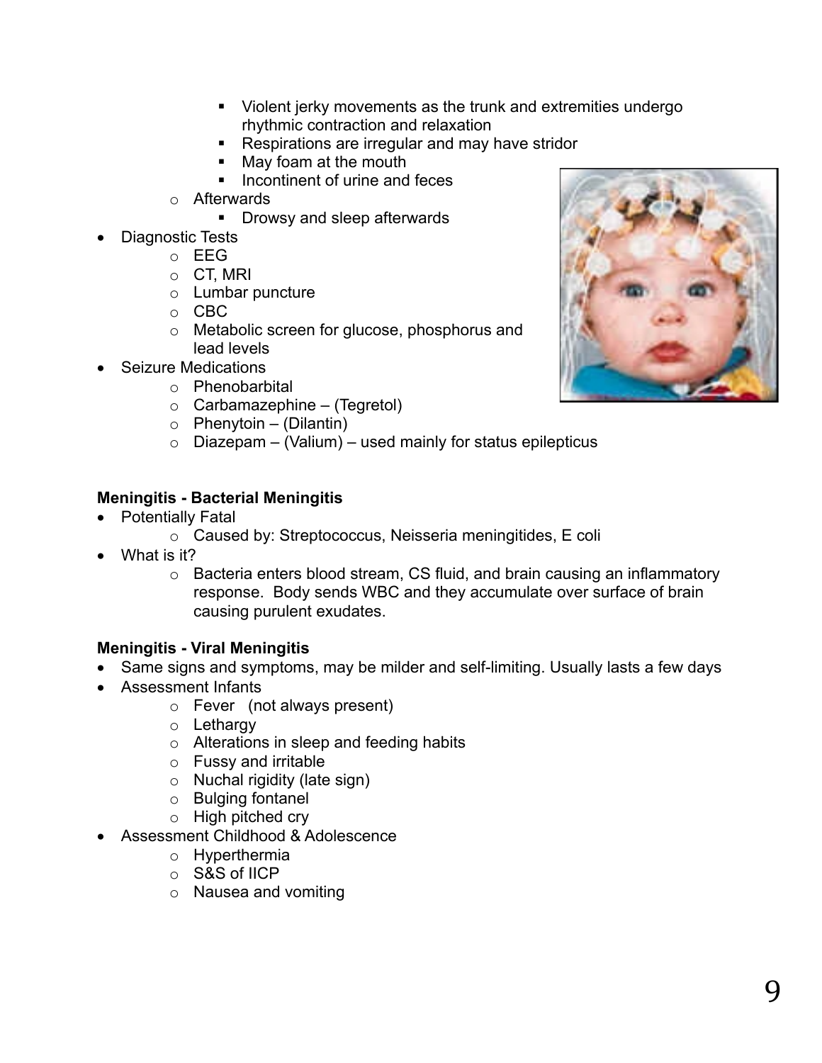- Violent jerky movements as the trunk and extremities undergo rhythmic contraction and relaxation
        - Respirations are irregular and may have stridor
        - May foam at the mouth
        - Incontinent of urine and feces
    - Afterwards
        - Drowsy and sleep afterwards
- Diagnostic Tests
    - EEG
    - CT, MRI
    - Lumbar puncture
    - CBC
    - Metabolic screen for glucose, phosphorus and lead levels
- Seizure Medications
    - Phenobarbital
    - Carbamazephine – (Tegretol)
    - Phenytoin – (Dilantin)
    - Diazepam – (Valium) – used mainly for status epilepticus

**Meningitis - Bacterial Meningitis**

- Potentially Fatal
    - Caused by: Streptococcus, Neisseria meningitides, E coli
- What is it?
    - Bacteria enters blood stream, CS fluid, and brain causing an inflammatory response. Body sends WBC and they accumulate over surface of brain causing purulent exudates.

**Meningitis - Viral Meningitis**

- Same signs and symptoms, may be milder and self-limiting. Usually lasts a few days
- Assessment Infants
    - Fever (not always present)
    - Lethargy
    - Alterations in sleep and feeding habits
    - Fussy and irritable
    - Nuchal rigidity (late sign)
    - Bulging fontanel
    - High pitched cry
- Assessment Childhood & Adolescence
    - Hyperthermia
    - S&S of IICP
    - Nausea and vomiting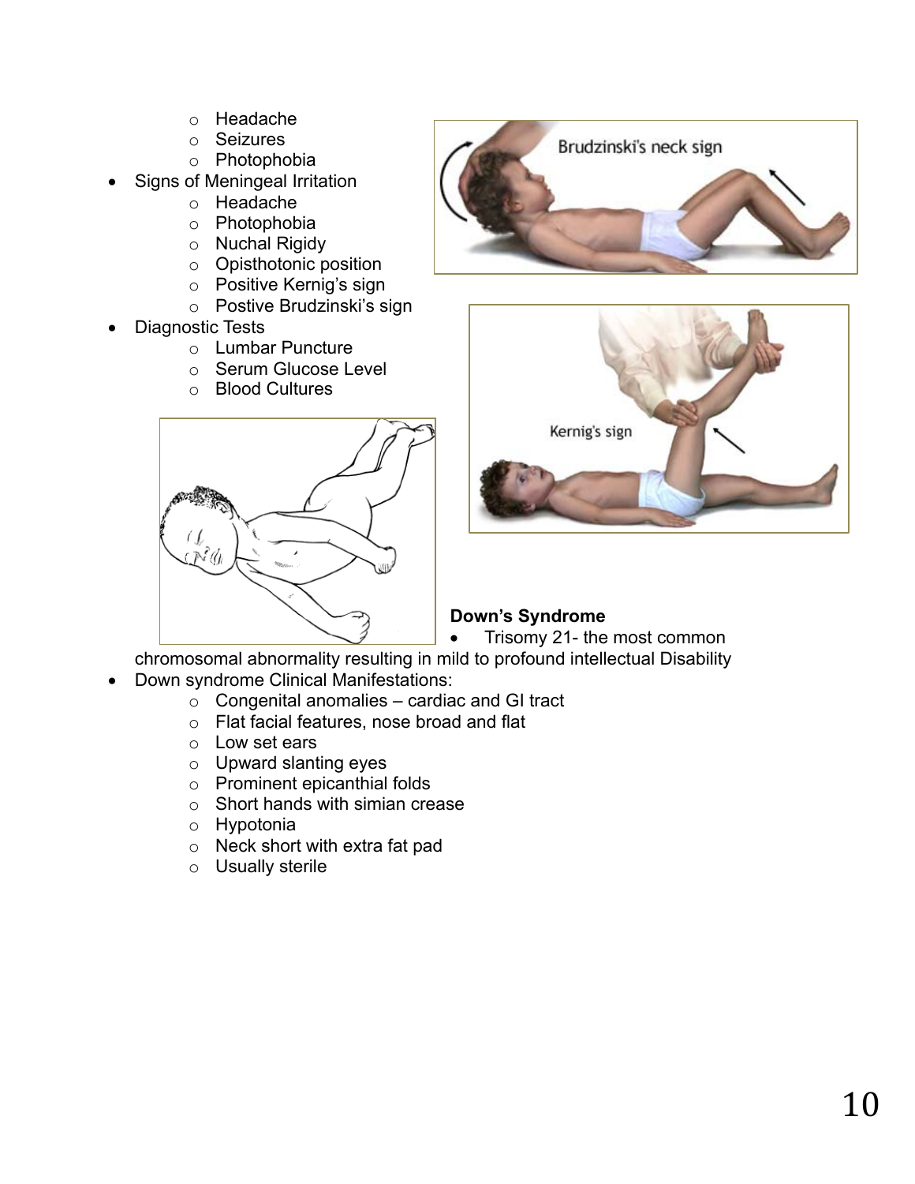- Headache
  - Seizures
  - Photophobia
- Signs of Meningeal Irritation
  - Headache
  - Photophobia
  - Nuchal Rigidy
  - Opisthotonic position
  - Positive Kernig's sign
  - Postive Brudzinski's sign
- Diagnostic Tests
  - Lumbar Puncture
  - Serum Glucose Level
  - Blood Cultures

**Down's Syndrome**

- Trisomy 21- the most common chromosomal abnormality resulting in mild to profound intellectual Disability
- Down syndrome Clinical Manifestations:
  - Congenital anomalies – cardiac and GI tract
  - Flat facial features, nose broad and flat
  - Low set ears
  - Upward slanting eyes
  - Prominent epicanthial folds
  - Short hands with simian crease
  - Hypotonia
  - Neck short with extra fat pad
  - Usually sterile